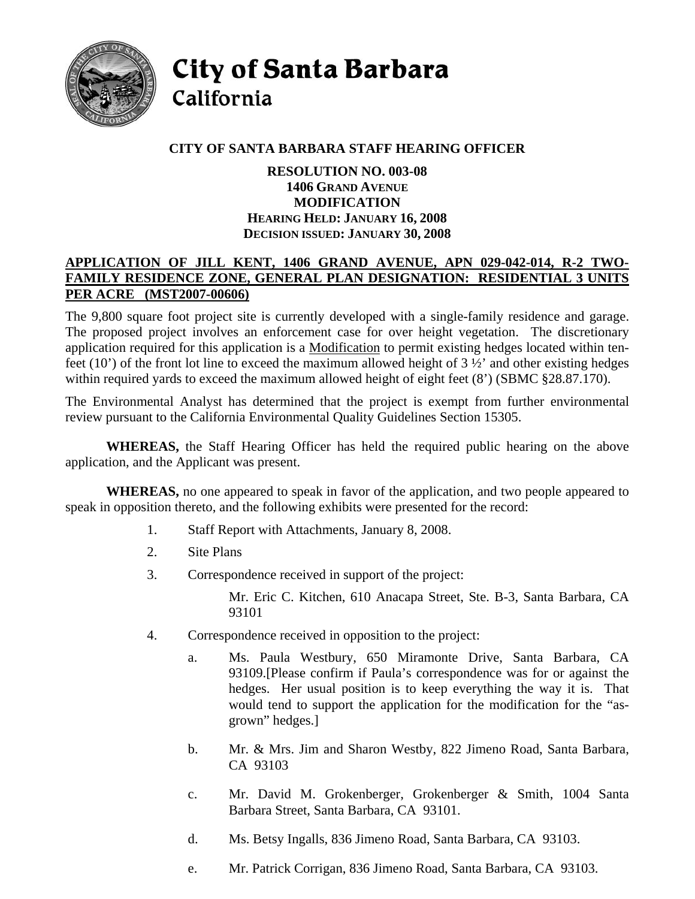# City of Santa Barbara
## California

### CITY OF SANTA BARBARA STAFF HEARING OFFICER

**RESOLUTION NO. 003-08**
**1406 GRAND AVENUE**
**MODIFICATION**
**HEARING HELD: JANUARY 16, 2008**
**DECISION ISSUED: JANUARY 30, 2008**

**APPLICATION OF JILL KENT, 1406 GRAND AVENUE, APN 029-042-014, R-2 TWO-FAMILY RESIDENCE ZONE, GENERAL PLAN DESIGNATION: RESIDENTIAL 3 UNITS PER ACRE (MST2007-00606)**

The 9,800 square foot project site is currently developed with a single-family residence and garage. The proposed project involves an enforcement case for over height vegetation. The discretionary application required for this application is a Modification to permit existing hedges located within ten-feet (10') of the front lot line to exceed the maximum allowed height of 3 ½' and other existing hedges within required yards to exceed the maximum allowed height of eight feet (8') (SBMC §28.87.170).

The Environmental Analyst has determined that the project is exempt from further environmental review pursuant to the California Environmental Quality Guidelines Section 15305.

**WHEREAS,** the Staff Hearing Officer has held the required public hearing on the above application, and the Applicant was present.

**WHEREAS,** no one appeared to speak in favor of the application, and two people appeared to speak in opposition thereto, and the following exhibits were presented for the record:

1. Staff Report with Attachments, January 8, 2008.
2. Site Plans
3. Correspondence received in support of the project:

   Mr. Eric C. Kitchen, 610 Anacapa Street, Ste. B-3, Santa Barbara, CA 93101

4. Correspondence received in opposition to the project:

   a. Ms. Paula Westbury, 650 Miramonte Drive, Santa Barbara, CA 93109.[Please confirm if Paula's correspondence was for or against the hedges. Her usual position is to keep everything the way it is. That would tend to support the application for the modification for the "as-grown" hedges.]

   b. Mr. & Mrs. Jim and Sharon Westby, 822 Jimeno Road, Santa Barbara, CA 93103

   c. Mr. David M. Grokenberger, Grokenberger & Smith, 1004 Santa Barbara Street, Santa Barbara, CA 93101.

   d. Ms. Betsy Ingalls, 836 Jimeno Road, Santa Barbara, CA 93103.

   e. Mr. Patrick Corrigan, 836 Jimeno Road, Santa Barbara, CA 93103.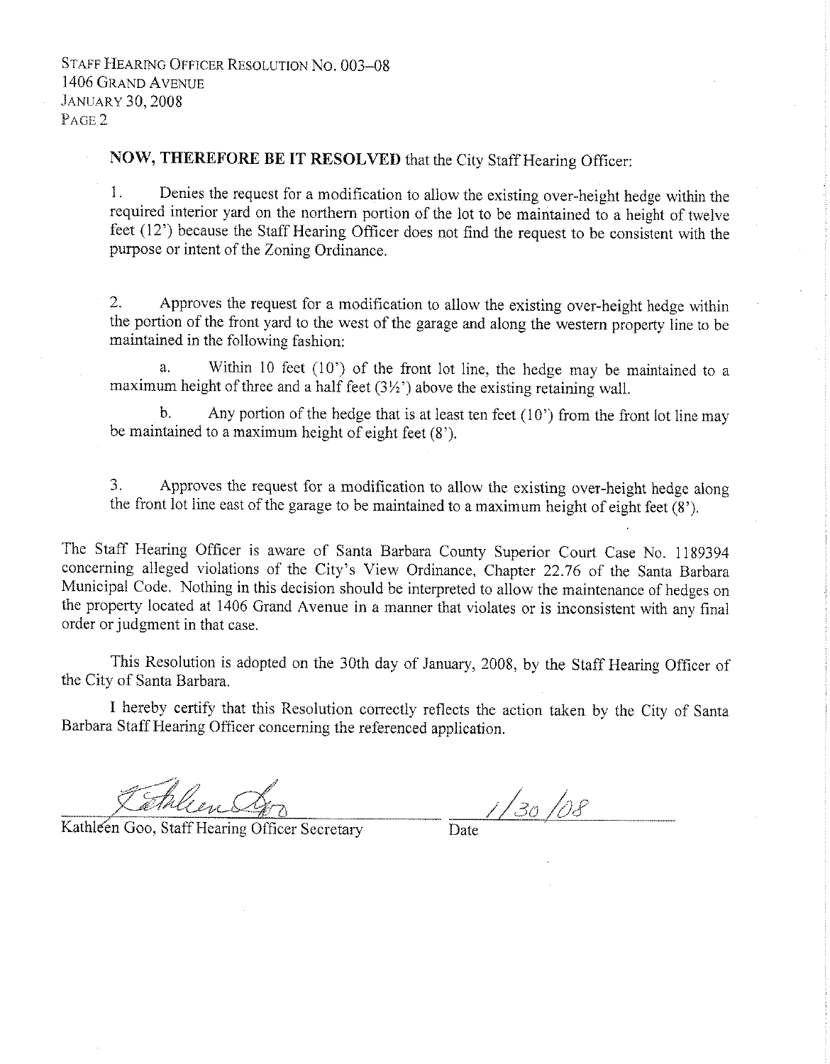**NOW, THEREFORE BE IT RESOLVED** that the City Staff Hearing Officer:

1. Denies the request for a modification to allow the existing over-height hedge within the required interior yard on the northern portion of the lot to be maintained to a height of twelve feet (12') because the Staff Hearing Officer does not find the request to be consistent with the purpose or intent of the Zoning Ordinance.

2. Approves the request for a modification to allow the existing over-height hedge within the portion of the front yard to the west of the garage and along the western property line to be maintained in the following fashion:

   a. Within 10 feet (10') of the front lot line, the hedge may be maintained to a maximum height of three and a half feet (3½') above the existing retaining wall.

   b. Any portion of the hedge that is at least ten feet (10') from the front lot line may be maintained to a maximum height of eight feet (8').

3. Approves the request for a modification to allow the existing over-height hedge along the front lot line east of the garage to be maintained to a maximum height of eight feet (8').

The Staff Hearing Officer is aware of Santa Barbara County Superior Court Case No. 1189394 concerning alleged violations of the City's View Ordinance, Chapter 22.76 of the Santa Barbara Municipal Code. Nothing in this decision should be interpreted to allow the maintenance of hedges on the property located at 1406 Grand Avenue in a manner that violates or is inconsistent with any final order or judgment in that case.

This Resolution is adopted on the 30th day of January, 2008, by the Staff Hearing Officer of the City of Santa Barbara.

I hereby certify that this Resolution correctly reflects the action taken by the City of Santa Barbara Staff Hearing Officer concerning the referenced application.

Kathleen Goo, Staff Hearing Officer Secretary — Date: 1/30/08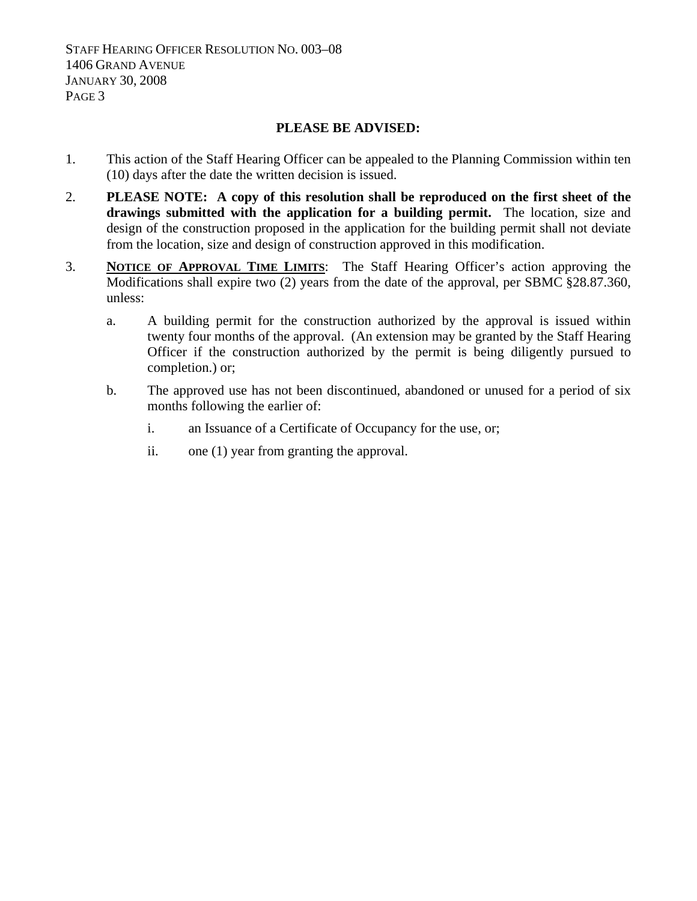**PLEASE BE ADVISED:**

1. This action of the Staff Hearing Officer can be appealed to the Planning Commission within ten (10) days after the date the written decision is issued.

2. **PLEASE NOTE: A copy of this resolution shall be reproduced on the first sheet of the drawings submitted with the application for a building permit.** The location, size and design of the construction proposed in the application for the building permit shall not deviate from the location, size and design of construction approved in this modification.

3. **NOTICE OF APPROVAL TIME LIMITS**: The Staff Hearing Officer's action approving the Modifications shall expire two (2) years from the date of the approval, per SBMC §28.87.360, unless:

   a. A building permit for the construction authorized by the approval is issued within twenty four months of the approval. (An extension may be granted by the Staff Hearing Officer if the construction authorized by the permit is being diligently pursued to completion.) or;

   b. The approved use has not been discontinued, abandoned or unused for a period of six months following the earlier of:

      i. an Issuance of a Certificate of Occupancy for the use, or;

      ii. one (1) year from granting the approval.